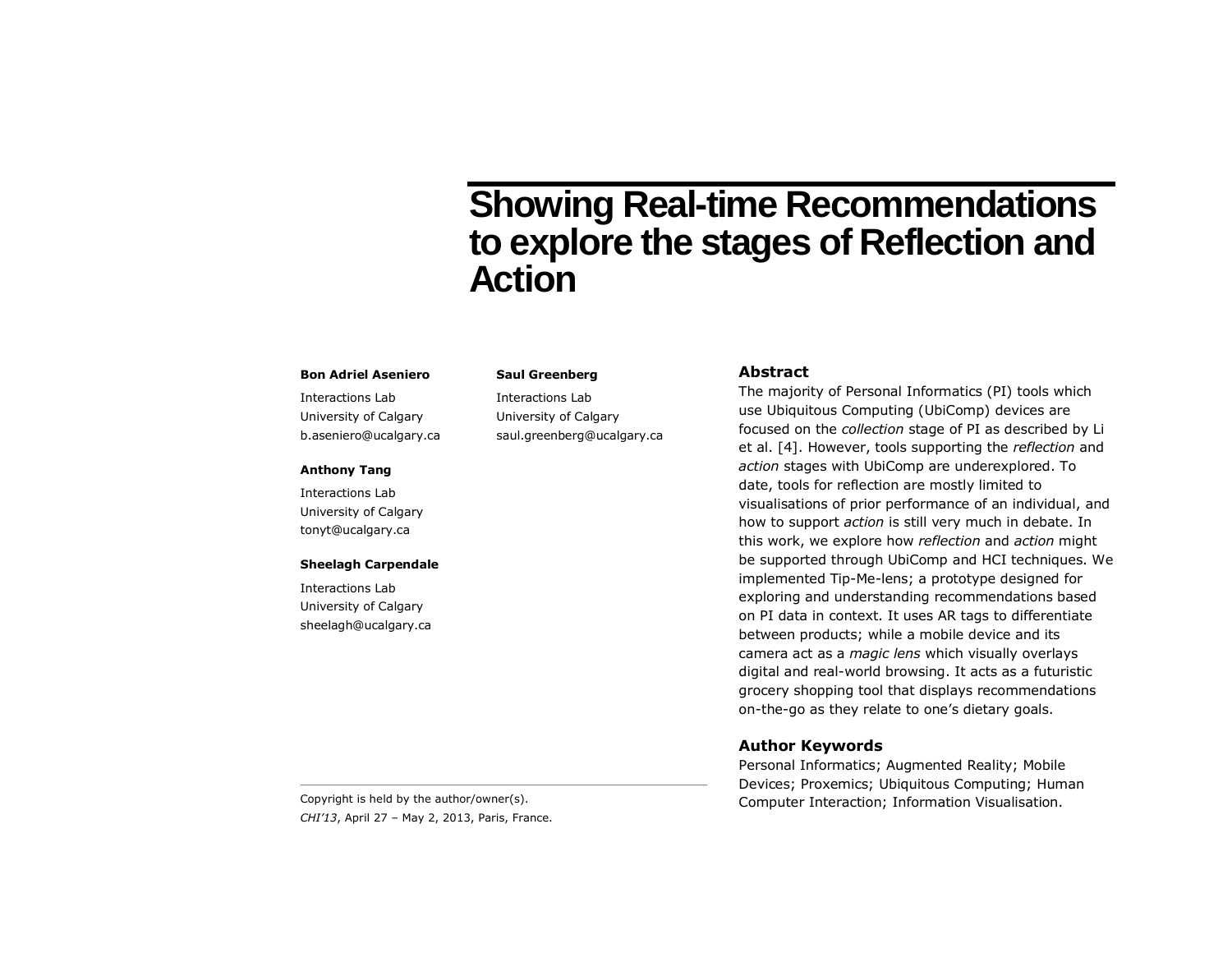# Showing Real-time Recommendations to explore the stages of Reflection and Action

**Bon Adriel Aseniero**
Interactions Lab
University of Calgary
b.aseniero@ucalgary.ca

**Anthony Tang**
Interactions Lab
University of Calgary
tonyt@ucalgary.ca

**Sheelagh Carpendale**
Interactions Lab
University of Calgary
sheelagh@ucalgary.ca

**Saul Greenberg**
Interactions Lab
University of Calgary
saul.greenberg@ucalgary.ca

Copyright is held by the author/owner(s).
*CHI'13*, April 27 – May 2, 2013, Paris, France.

## Abstract

The majority of Personal Informatics (PI) tools which use Ubiquitous Computing (UbiComp) devices are focused on the *collection* stage of PI as described by Li et al. [4]. However, tools supporting the *reflection* and *action* stages with UbiComp are underexplored. To date, tools for reflection are mostly limited to visualisations of prior performance of an individual, and how to support *action* is still very much in debate. In this work, we explore how *reflection* and *action* might be supported through UbiComp and HCI techniques. We implemented Tip-Me-lens; a prototype designed for exploring and understanding recommendations based on PI data in context. It uses AR tags to differentiate between products; while a mobile device and its camera act as a *magic lens* which visually overlays digital and real-world browsing. It acts as a futuristic grocery shopping tool that displays recommendations on-the-go as they relate to one's dietary goals.

## Author Keywords

Personal Informatics; Augmented Reality; Mobile Devices; Proxemics; Ubiquitous Computing; Human Computer Interaction; Information Visualisation.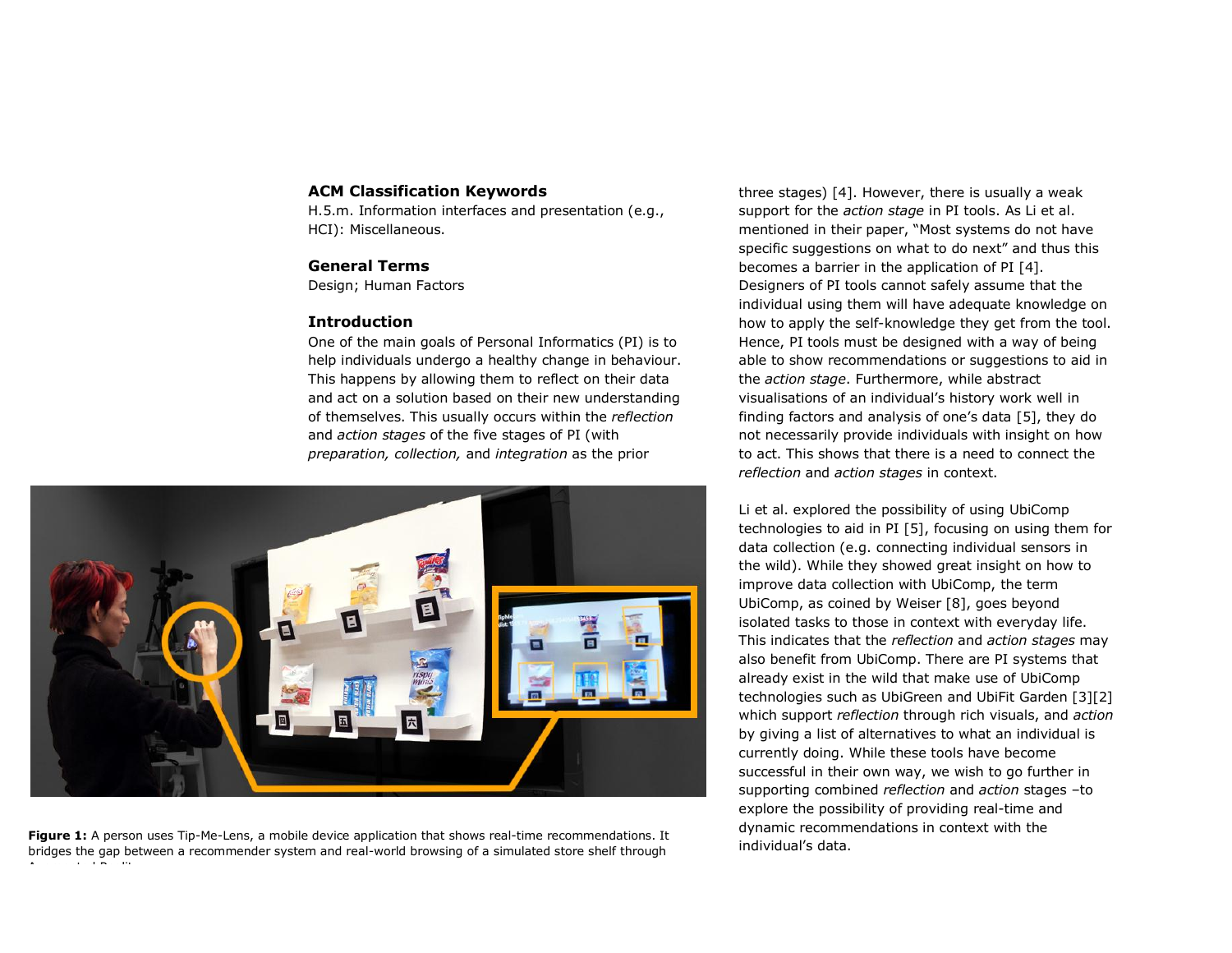### ACM Classification Keywords

H.5.m. Information interfaces and presentation (e.g., HCI): Miscellaneous.

### General Terms

Design; Human Factors

### Introduction

One of the main goals of Personal Informatics (PI) is to help individuals undergo a healthy change in behaviour. This happens by allowing them to reflect on their data and act on a solution based on their new understanding of themselves. This usually occurs within the *reflection* and *action stages* of the five stages of PI (with *preparation, collection,* and *integration* as the prior three stages) [4]. However, there is usually a weak support for the *action stage* in PI tools. As Li et al. mentioned in their paper, "Most systems do not have specific suggestions on what to do next" and thus this becomes a barrier in the application of PI [4]. Designers of PI tools cannot safely assume that the individual using them will have adequate knowledge on how to apply the self-knowledge they get from the tool. Hence, PI tools must be designed with a way of being able to show recommendations or suggestions to aid in the *action stage*. Furthermore, while abstract visualisations of an individual's history work well in finding factors and analysis of one's data [5], they do not necessarily provide individuals with insight on how to act. This shows that there is a need to connect the *reflection* and *action stages* in context.

**Figure 1:** A person uses Tip-Me-Lens, a mobile device application that shows real-time recommendations. It bridges the gap between a recommender system and real-world browsing of a simulated store shelf through Augmented Reality.

Li et al. explored the possibility of using UbiComp technologies to aid in PI [5], focusing on using them for data collection (e.g. connecting individual sensors in the wild). While they showed great insight on how to improve data collection with UbiComp, the term UbiComp, as coined by Weiser [8], goes beyond isolated tasks to those in context with everyday life. This indicates that the *reflection* and *action stages* may also benefit from UbiComp. There are PI systems that already exist in the wild that make use of UbiComp technologies such as UbiGreen and UbiFit Garden [3][2] which support *reflection* through rich visuals, and *action* by giving a list of alternatives to what an individual is currently doing. While these tools have become successful in their own way, we wish to go further in supporting combined *reflection* and *action* stages –to explore the possibility of providing real-time and dynamic recommendations in context with the individual's data.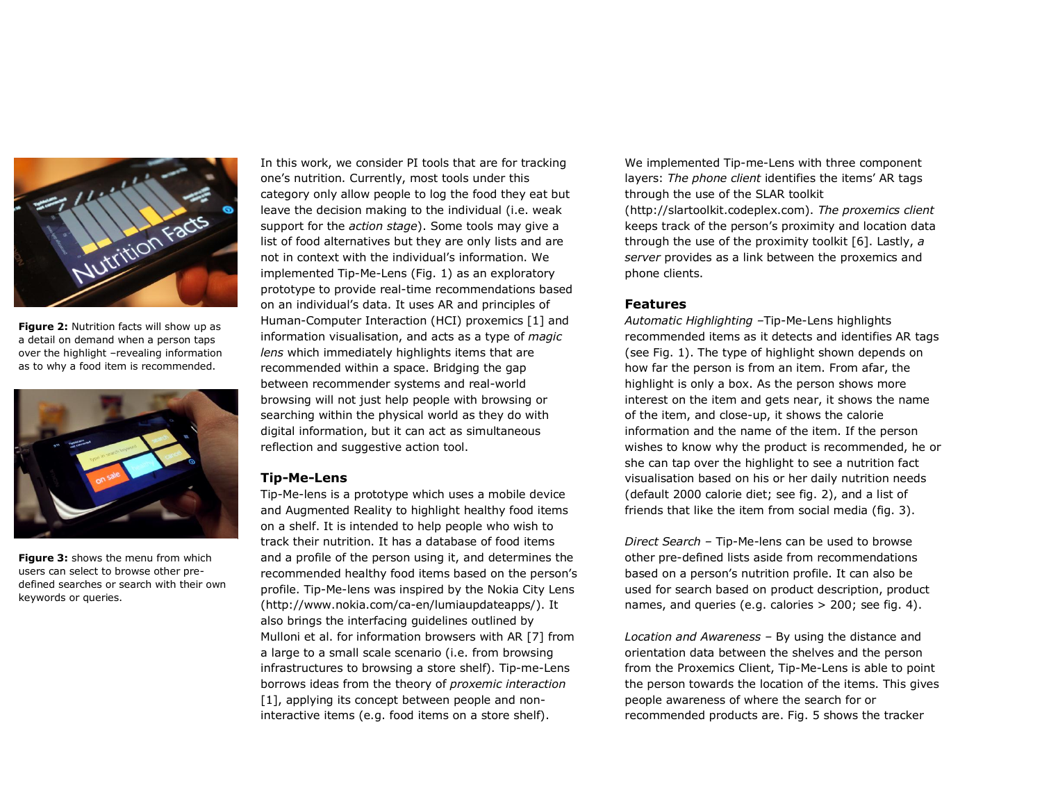**Figure 2:** Nutrition facts will show up as a detail on demand when a person taps over the highlight –revealing information as to why a food item is recommended.

**Figure 3:** shows the menu from which users can select to browse other pre-defined searches or search with their own keywords or queries.

In this work, we consider PI tools that are for tracking one's nutrition. Currently, most tools under this category only allow people to log the food they eat but leave the decision making to the individual (i.e. weak support for the *action stage*). Some tools may give a list of food alternatives but they are only lists and are not in context with the individual's information. We implemented Tip-Me-Lens (Fig. 1) as an exploratory prototype to provide real-time recommendations based on an individual's data. It uses AR and principles of Human-Computer Interaction (HCI) proxemics [1] and information visualisation, and acts as a type of *magic lens* which immediately highlights items that are recommended within a space. Bridging the gap between recommender systems and real-world browsing will not just help people with browsing or searching within the physical world as they do with digital information, but it can act as simultaneous reflection and suggestive action tool.

## Tip-Me-Lens

Tip-Me-lens is a prototype which uses a mobile device and Augmented Reality to highlight healthy food items on a shelf. It is intended to help people who wish to track their nutrition. It has a database of food items and a profile of the person using it, and determines the recommended healthy food items based on the person's profile. Tip-Me-lens was inspired by the Nokia City Lens (http://www.nokia.com/ca-en/lumiaupdateapps/). It also brings the interfacing guidelines outlined by Mulloni et al. for information browsers with AR [7] from a large to a small scale scenario (i.e. from browsing infrastructures to browsing a store shelf). Tip-me-Lens borrows ideas from the theory of *proxemic interaction* [1], applying its concept between people and non-interactive items (e.g. food items on a store shelf).

We implemented Tip-me-Lens with three component layers: *The phone client* identifies the items' AR tags through the use of the SLAR toolkit (http://slartoolkit.codeplex.com). *The proxemics client* keeps track of the person's proximity and location data through the use of the proximity toolkit [6]. Lastly, *a server* provides as a link between the proxemics and phone clients.

### Features

*Automatic Highlighting* –Tip-Me-Lens highlights recommended items as it detects and identifies AR tags (see Fig. 1). The type of highlight shown depends on how far the person is from an item. From afar, the highlight is only a box. As the person shows more interest on the item and gets near, it shows the name of the item, and close-up, it shows the calorie information and the name of the item. If the person wishes to know why the product is recommended, he or she can tap over the highlight to see a nutrition fact visualisation based on his or her daily nutrition needs (default 2000 calorie diet; see fig. 2), and a list of friends that like the item from social media (fig. 3).

*Direct Search* – Tip-Me-lens can be used to browse other pre-defined lists aside from recommendations based on a person's nutrition profile. It can also be used for search based on product description, product names, and queries (e.g. calories > 200; see fig. 4).

*Location and Awareness* – By using the distance and orientation data between the shelves and the person from the Proxemics Client, Tip-Me-Lens is able to point the person towards the location of the items. This gives people awareness of where the search for or recommended products are. Fig. 5 shows the tracker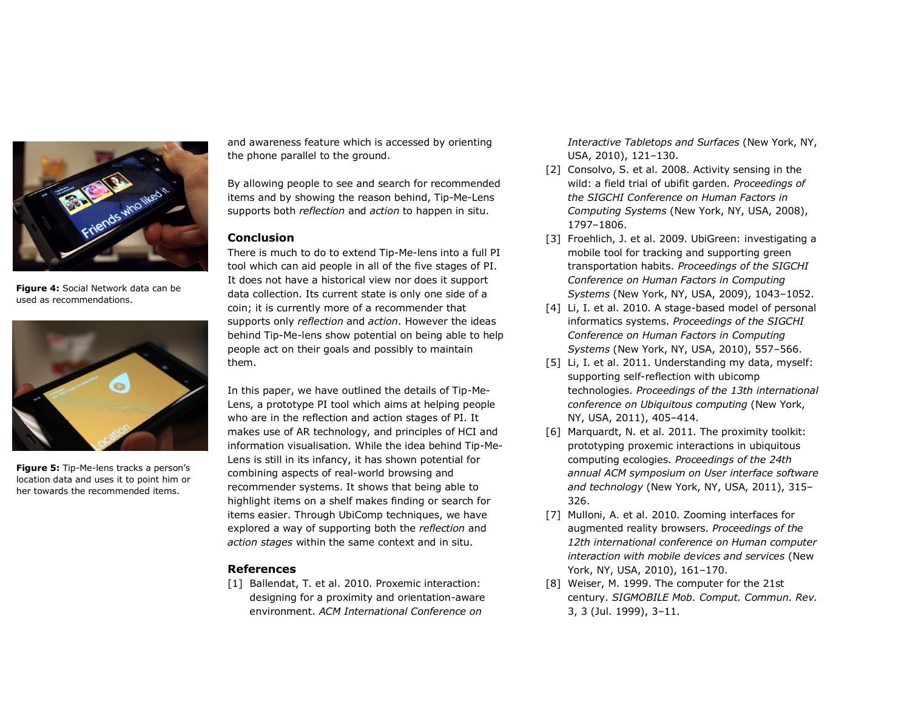**Figure 4:** Social Network data can be used as recommendations.

**Figure 5:** Tip-Me-lens tracks a person's location data and uses it to point him or her towards the recommended items.

and awareness feature which is accessed by orienting the phone parallel to the ground.

By allowing people to see and search for recommended items and by showing the reason behind, Tip-Me-Lens supports both *reflection* and *action* to happen in situ.

## Conclusion

There is much to do to extend Tip-Me-lens into a full PI tool which can aid people in all of the five stages of PI. It does not have a historical view nor does it support data collection. Its current state is only one side of a coin; it is currently more of a recommender that supports only *reflection* and *action*. However the ideas behind Tip-Me-lens show potential on being able to help people act on their goals and possibly to maintain them.

In this paper, we have outlined the details of Tip-Me-Lens, a prototype PI tool which aims at helping people who are in the reflection and action stages of PI. It makes use of AR technology, and principles of HCI and information visualisation. While the idea behind Tip-Me-Lens is still in its infancy, it has shown potential for combining aspects of real-world browsing and recommender systems. It shows that being able to highlight items on a shelf makes finding or search for items easier. Through UbiComp techniques, we have explored a way of supporting both the *reflection* and *action stages* within the same context and in situ.

## References

[1] Ballendat, T. et al. 2010. Proxemic interaction: designing for a proximity and orientation-aware environment. *ACM International Conference on Interactive Tabletops and Surfaces* (New York, NY, USA, 2010), 121–130.

[2] Consolvo, S. et al. 2008. Activity sensing in the wild: a field trial of ubifit garden. *Proceedings of the SIGCHI Conference on Human Factors in Computing Systems* (New York, NY, USA, 2008), 1797–1806.

[3] Froehlich, J. et al. 2009. UbiGreen: investigating a mobile tool for tracking and supporting green transportation habits. *Proceedings of the SIGCHI Conference on Human Factors in Computing Systems* (New York, NY, USA, 2009), 1043–1052.

[4] Li, I. et al. 2010. A stage-based model of personal informatics systems. *Proceedings of the SIGCHI Conference on Human Factors in Computing Systems* (New York, NY, USA, 2010), 557–566.

[5] Li, I. et al. 2011. Understanding my data, myself: supporting self-reflection with ubicomp technologies. *Proceedings of the 13th international conference on Ubiquitous computing* (New York, NY, USA, 2011), 405–414.

[6] Marquardt, N. et al. 2011. The proximity toolkit: prototyping proxemic interactions in ubiquitous computing ecologies. *Proceedings of the 24th annual ACM symposium on User interface software and technology* (New York, NY, USA, 2011), 315–326.

[7] Mulloni, A. et al. 2010. Zooming interfaces for augmented reality browsers. *Proceedings of the 12th international conference on Human computer interaction with mobile devices and services* (New York, NY, USA, 2010), 161–170.

[8] Weiser, M. 1999. The computer for the 21st century. *SIGMOBILE Mob. Comput. Commun. Rev.* 3, 3 (Jul. 1999), 3–11.